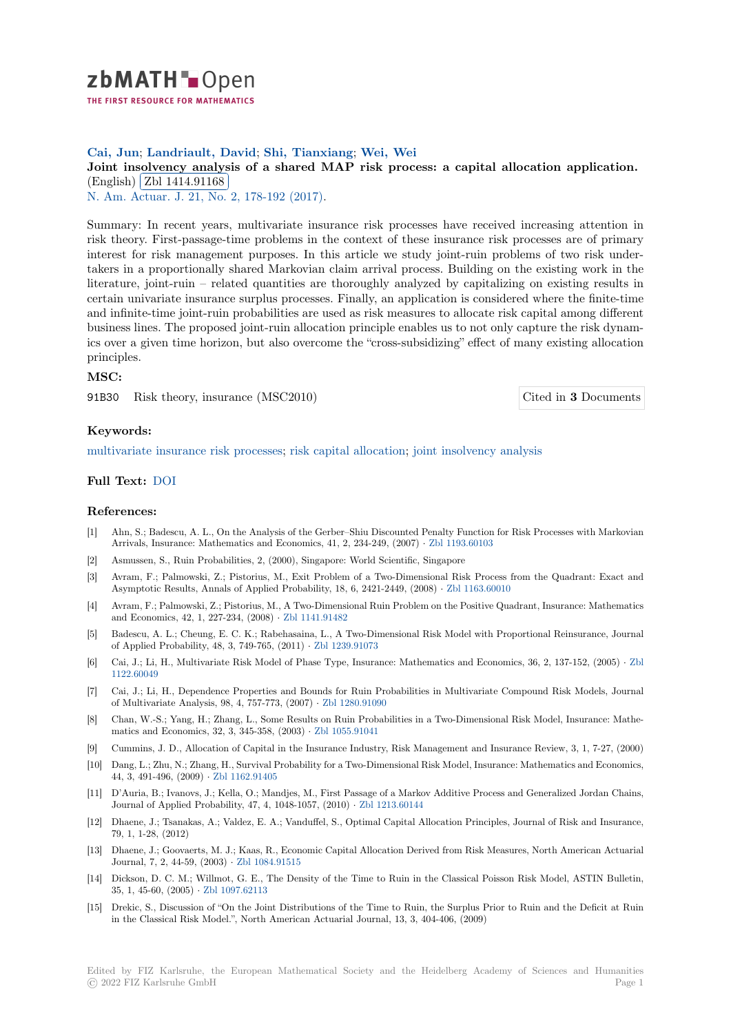zbMATH Open — THE FIRST RESOURCE FOR MATHEMATICS

**Cai, Jun**; **Landriault, David**; **Shi, Tianxiang**; **Wei, Wei**

**Joint insolvency analysis of a shared MAP risk process: a capital allocation application.** (English) Zbl 1414.91168

N. Am. Actuar. J. 21, No. 2, 178-192 (2017).

Summary: In recent years, multivariate insurance risk processes have received increasing attention in risk theory. First-passage-time problems in the context of these insurance risk processes are of primary interest for risk management purposes. In this article we study joint-ruin problems of two risk undertakers in a proportionally shared Markovian claim arrival process. Building on the existing work in the literature, joint-ruin – related quantities are thoroughly analyzed by capitalizing on existing results in certain univariate insurance surplus processes. Finally, an application is considered where the finite-time and infinite-time joint-ruin probabilities are used as risk measures to allocate risk capital among different business lines. The proposed joint-ruin allocation principle enables us to not only capture the risk dynamics over a given time horizon, but also overcome the "cross-subsidizing" effect of many existing allocation principles.

### MSC:

91B30 Risk theory, insurance (MSC2010)

Cited in **3** Documents

### Keywords:

multivariate insurance risk processes; risk capital allocation; joint insolvency analysis

### Full Text: DOI

### References:

[1] Ahn, S.; Badescu, A. L., On the Analysis of the Gerber–Shiu Discounted Penalty Function for Risk Processes with Markovian Arrivals, Insurance: Mathematics and Economics, 41, 2, 234-249, (2007) · Zbl 1193.60103

[2] Asmussen, S., Ruin Probabilities, 2, (2000), Singapore: World Scientific, Singapore

[3] Avram, F.; Palmowski, Z.; Pistorius, M., Exit Problem of a Two-Dimensional Risk Process from the Quadrant: Exact and Asymptotic Results, Annals of Applied Probability, 18, 6, 2421-2449, (2008) · Zbl 1163.60010

[4] Avram, F.; Palmowski, Z.; Pistorius, M., A Two-Dimensional Ruin Problem on the Positive Quadrant, Insurance: Mathematics and Economics, 42, 1, 227-234, (2008) · Zbl 1141.91482

[5] Badescu, A. L.; Cheung, E. C. K.; Rabehasaina, L., A Two-Dimensional Risk Model with Proportional Reinsurance, Journal of Applied Probability, 48, 3, 749-765, (2011) · Zbl 1239.91073

[6] Cai, J.; Li, H., Multivariate Risk Model of Phase Type, Insurance: Mathematics and Economics, 36, 2, 137-152, (2005) · Zbl 1122.60049

[7] Cai, J.; Li, H., Dependence Properties and Bounds for Ruin Probabilities in Multivariate Compound Risk Models, Journal of Multivariate Analysis, 98, 4, 757-773, (2007) · Zbl 1280.91090

[8] Chan, W.-S.; Yang, H.; Zhang, L., Some Results on Ruin Probabilities in a Two-Dimensional Risk Model, Insurance: Mathematics and Economics, 32, 3, 345-358, (2003) · Zbl 1055.91041

[9] Cummins, J. D., Allocation of Capital in the Insurance Industry, Risk Management and Insurance Review, 3, 1, 7-27, (2000)

[10] Dang, L.; Zhu, N.; Zhang, H., Survival Probability for a Two-Dimensional Risk Model, Insurance: Mathematics and Economics, 44, 3, 491-496, (2009) · Zbl 1162.91405

[11] D'Auria, B.; Ivanovs, J.; Kella, O.; Mandjes, M., First Passage of a Markov Additive Process and Generalized Jordan Chains, Journal of Applied Probability, 47, 4, 1048-1057, (2010) · Zbl 1213.60144

[12] Dhaene, J.; Tsanakas, A.; Valdez, E. A.; Vanduffel, S., Optimal Capital Allocation Principles, Journal of Risk and Insurance, 79, 1, 1-28, (2012)

[13] Dhaene, J.; Goovaerts, M. J.; Kaas, R., Economic Capital Allocation Derived from Risk Measures, North American Actuarial Journal, 7, 2, 44-59, (2003) · Zbl 1084.91515

[14] Dickson, D. C. M.; Willmot, G. E., The Density of the Time to Ruin in the Classical Poisson Risk Model, ASTIN Bulletin, 35, 1, 45-60, (2005) · Zbl 1097.62113

[15] Drekic, S., Discussion of "On the Joint Distributions of the Time to Ruin, the Surplus Prior to Ruin and the Deficit at Ruin in the Classical Risk Model.", North American Actuarial Journal, 13, 3, 404-406, (2009)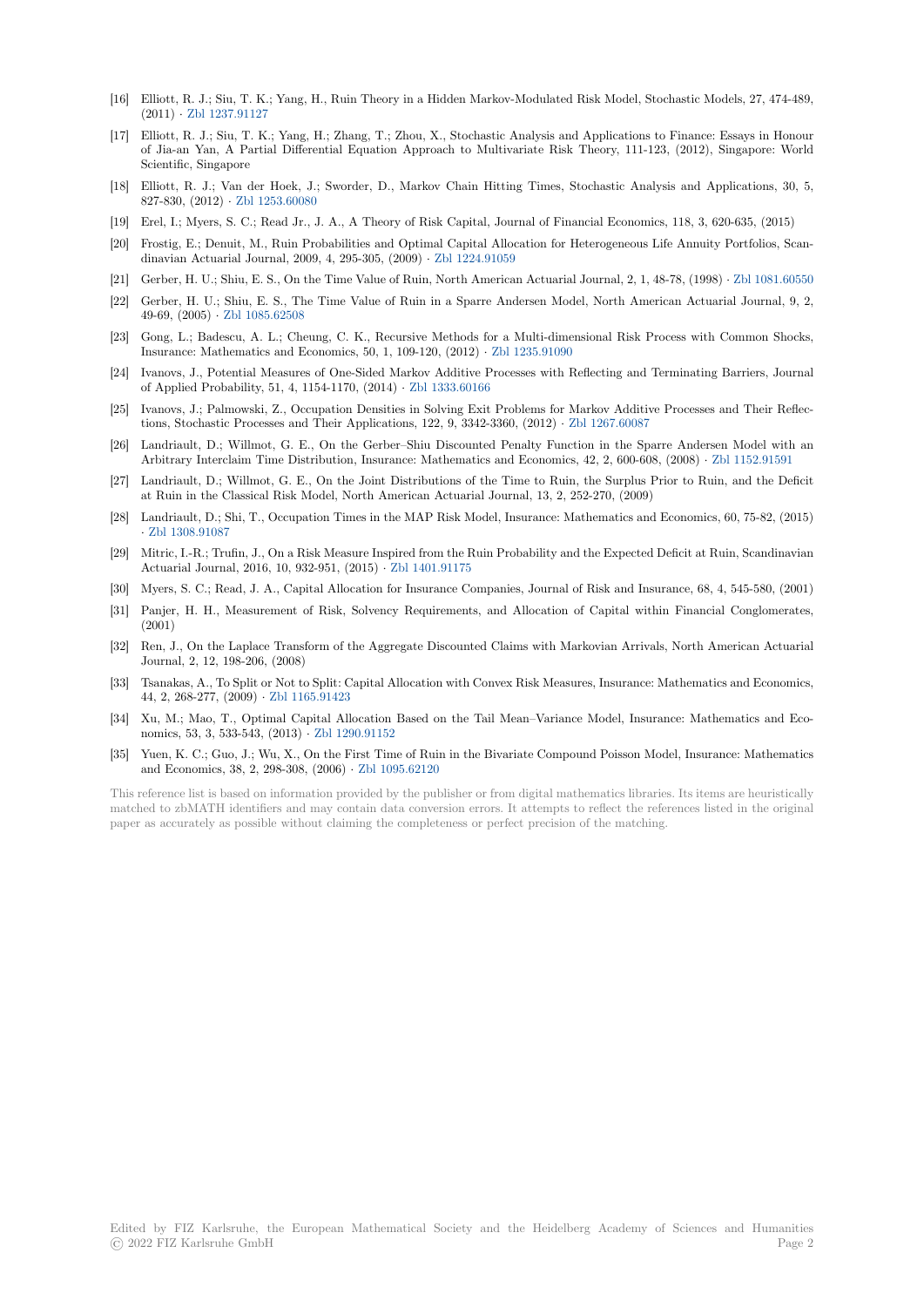[16] Elliott, R. J.; Siu, T. K.; Yang, H., Ruin Theory in a Hidden Markov-Modulated Risk Model, Stochastic Models, 27, 474-489, (2011) · Zbl 1237.91127

[17] Elliott, R. J.; Siu, T. K.; Yang, H.; Zhang, T.; Zhou, X., Stochastic Analysis and Applications to Finance: Essays in Honour of Jia-an Yan, A Partial Differential Equation Approach to Multivariate Risk Theory, 111-123, (2012), Singapore: World Scientific, Singapore

[18] Elliott, R. J.; Van der Hoek, J.; Sworder, D., Markov Chain Hitting Times, Stochastic Analysis and Applications, 30, 5, 827-830, (2012) · Zbl 1253.60080

[19] Erel, I.; Myers, S. C.; Read Jr., J. A., A Theory of Risk Capital, Journal of Financial Economics, 118, 3, 620-635, (2015)

[20] Frostig, E.; Denuit, M., Ruin Probabilities and Optimal Capital Allocation for Heterogeneous Life Annuity Portfolios, Scandinavian Actuarial Journal, 2009, 4, 295-305, (2009) · Zbl 1224.91059

[21] Gerber, H. U.; Shiu, E. S., On the Time Value of Ruin, North American Actuarial Journal, 2, 1, 48-78, (1998) · Zbl 1081.60550

[22] Gerber, H. U.; Shiu, E. S., The Time Value of Ruin in a Sparre Andersen Model, North American Actuarial Journal, 9, 2, 49-69, (2005) · Zbl 1085.62508

[23] Gong, L.; Badescu, A. L.; Cheung, C. K., Recursive Methods for a Multi-dimensional Risk Process with Common Shocks, Insurance: Mathematics and Economics, 50, 1, 109-120, (2012) · Zbl 1235.91090

[24] Ivanovs, J., Potential Measures of One-Sided Markov Additive Processes with Reflecting and Terminating Barriers, Journal of Applied Probability, 51, 4, 1154-1170, (2014) · Zbl 1333.60166

[25] Ivanovs, J.; Palmowski, Z., Occupation Densities in Solving Exit Problems for Markov Additive Processes and Their Reflections, Stochastic Processes and Their Applications, 122, 9, 3342-3360, (2012) · Zbl 1267.60087

[26] Landriault, D.; Willmot, G. E., On the Gerber–Shiu Discounted Penalty Function in the Sparre Andersen Model with an Arbitrary Interclaim Time Distribution, Insurance: Mathematics and Economics, 42, 2, 600-608, (2008) · Zbl 1152.91591

[27] Landriault, D.; Willmot, G. E., On the Joint Distributions of the Time to Ruin, the Surplus Prior to Ruin, and the Deficit at Ruin in the Classical Risk Model, North American Actuarial Journal, 13, 2, 252-270, (2009)

[28] Landriault, D.; Shi, T., Occupation Times in the MAP Risk Model, Insurance: Mathematics and Economics, 60, 75-82, (2015) · Zbl 1308.91087

[29] Mitric, I.-R.; Trufin, J., On a Risk Measure Inspired from the Ruin Probability and the Expected Deficit at Ruin, Scandinavian Actuarial Journal, 2016, 10, 932-951, (2015) · Zbl 1401.91175

[30] Myers, S. C.; Read, J. A., Capital Allocation for Insurance Companies, Journal of Risk and Insurance, 68, 4, 545-580, (2001)

[31] Panjer, H. H., Measurement of Risk, Solvency Requirements, and Allocation of Capital within Financial Conglomerates, (2001)

[32] Ren, J., On the Laplace Transform of the Aggregate Discounted Claims with Markovian Arrivals, North American Actuarial Journal, 2, 12, 198-206, (2008)

[33] Tsanakas, A., To Split or Not to Split: Capital Allocation with Convex Risk Measures, Insurance: Mathematics and Economics, 44, 2, 268-277, (2009) · Zbl 1165.91423

[34] Xu, M.; Mao, T., Optimal Capital Allocation Based on the Tail Mean–Variance Model, Insurance: Mathematics and Economics, 53, 3, 533-543, (2013) · Zbl 1290.91152

[35] Yuen, K. C.; Guo, J.; Wu, X., On the First Time of Ruin in the Bivariate Compound Poisson Model, Insurance: Mathematics and Economics, 38, 2, 298-308, (2006) · Zbl 1095.62120

This reference list is based on information provided by the publisher or from digital mathematics libraries. Its items are heuristically matched to zbMATH identifiers and may contain data conversion errors. It attempts to reflect the references listed in the original paper as accurately as possible without claiming the completeness or perfect precision of the matching.